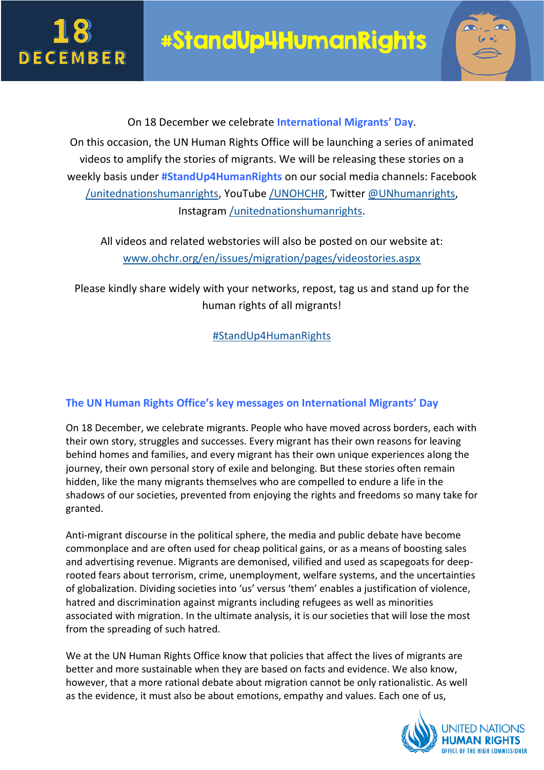**18 DECEMBER**

**#StandUp4HumanRights**

On 18 December we celebrate **International Migrants' Day**.

On this occasion, the UN Human Rights Office will be launching a series of animated videos to amplify the stories of migrants. We will be releasing these stories on a weekly basis under **#StandUp4HumanRights** on our social media channels: Facebook /unitednationshumanrights, YouTube /UNOHCHR, Twitter @UNhumanrights, Instagram /unitednationshumanrights.

All videos and related webstories will also be posted on our website at: www.ohchr.org/en/issues/migration/pages/videostories.aspx

Please kindly share widely with your networks, repost, tag us and stand up for the human rights of all migrants!

#StandUp4HumanRights

## The UN Human Rights Office's key messages on International Migrants' Day

On 18 December, we celebrate migrants. People who have moved across borders, each with their own story, struggles and successes. Every migrant has their own reasons for leaving behind homes and families, and every migrant has their own unique experiences along the journey, their own personal story of exile and belonging. But these stories often remain hidden, like the many migrants themselves who are compelled to endure a life in the shadows of our societies, prevented from enjoying the rights and freedoms so many take for granted.

Anti-migrant discourse in the political sphere, the media and public debate have become commonplace and are often used for cheap political gains, or as a means of boosting sales and advertising revenue. Migrants are demonised, vilified and used as scapegoats for deep-rooted fears about terrorism, crime, unemployment, welfare systems, and the uncertainties of globalization. Dividing societies into 'us' versus 'them' enables a justification of violence, hatred and discrimination against migrants including refugees as well as minorities associated with migration. In the ultimate analysis, it is our societies that will lose the most from the spreading of such hatred.

We at the UN Human Rights Office know that policies that affect the lives of migrants are better and more sustainable when they are based on facts and evidence. We also know, however, that a more rational debate about migration cannot be only rationalistic. As well as the evidence, it must also be about emotions, empathy and values. Each one of us,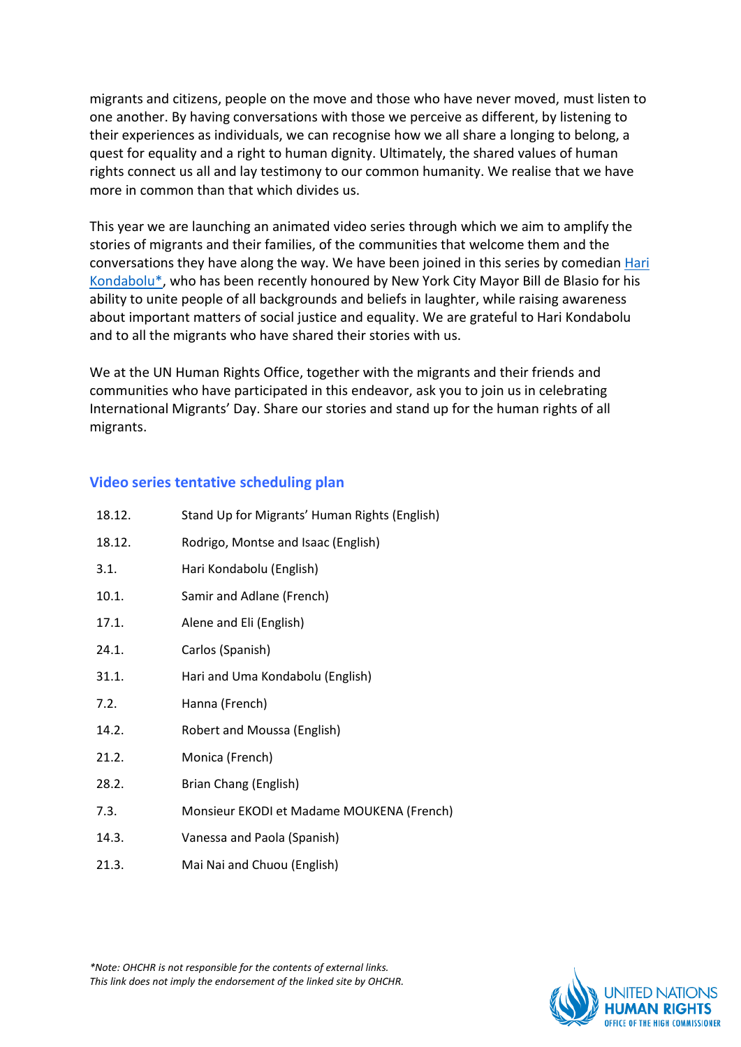migrants and citizens, people on the move and those who have never moved, must listen to one another. By having conversations with those we perceive as different, by listening to their experiences as individuals, we can recognise how we all share a longing to belong, a quest for equality and a right to human dignity. Ultimately, the shared values of human rights connect us all and lay testimony to our common humanity. We realise that we have more in common than that which divides us.

This year we are launching an animated video series through which we aim to amplify the stories of migrants and their families, of the communities that welcome them and the conversations they have along the way. We have been joined in this series by comedian Hari Kondabolu*, who has been recently honoured by New York City Mayor Bill de Blasio for his ability to unite people of all backgrounds and beliefs in laughter, while raising awareness about important matters of social justice and equality. We are grateful to Hari Kondabolu and to all the migrants who have shared their stories with us.

We at the UN Human Rights Office, together with the migrants and their friends and communities who have participated in this endeavor, ask you to join us in celebrating International Migrants' Day. Share our stories and stand up for the human rights of all migrants.

## Video series tentative scheduling plan

| | |
|---|---|
| 18.12. | Stand Up for Migrants' Human Rights (English) |
| 18.12. | Rodrigo, Montse and Isaac (English) |
| 3.1. | Hari Kondabolu (English) |
| 10.1. | Samir and Adlane (French) |
| 17.1. | Alene and Eli (English) |
| 24.1. | Carlos (Spanish) |
| 31.1. | Hari and Uma Kondabolu (English) |
| 7.2. | Hanna (French) |
| 14.2. | Robert and Moussa (English) |
| 21.2. | Monica (French) |
| 28.2. | Brian Chang (English) |
| 7.3. | Monsieur EKODI et Madame MOUKENA (French) |
| 14.3. | Vanessa and Paola (Spanish) |
| 21.3. | Mai Nai and Chuou (English) |

*\*Note: OHCHR is not responsible for the contents of external links.*
*This link does not imply the endorsement of the linked site by OHCHR.*